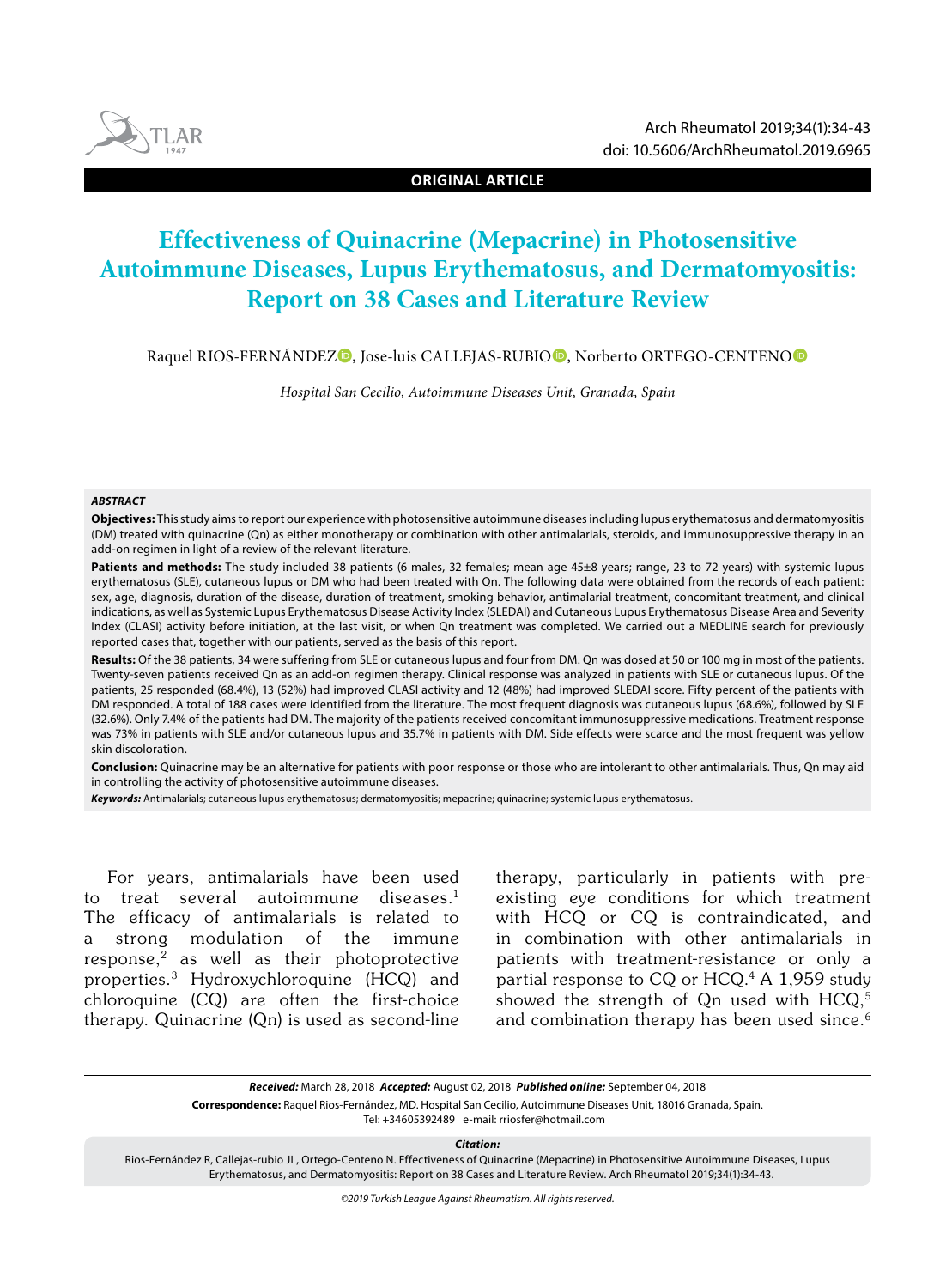ORIGINAL ARTICLE

# Effectiveness of Quinacrine (Mepacrine) in Photosensitive Autoimmune Diseases, Lupus Erythematosus, and Dermatomyositis: Report on 38 Cases and Literature Review

Raquel RIOS-FERNÁNDEZ, Jose-luis CALLEJAS-RUBIO, Norberto ORTEGO-CENTENO

*Hospital San Cecilio, Autoimmune Diseases Unit, Granada, Spain*

***ABSTRACT***

**Objectives:** This study aims to report our experience with photosensitive autoimmune diseases including lupus erythematosus and dermatomyositis (DM) treated with quinacrine (Qn) as either monotherapy or combination with other antimalarials, steroids, and immunosuppressive therapy in an add-on regimen in light of a review of the relevant literature.

**Patients and methods:** The study included 38 patients (6 males, 32 females; mean age 45±8 years; range, 23 to 72 years) with systemic lupus erythematosus (SLE), cutaneous lupus or DM who had been treated with Qn. The following data were obtained from the records of each patient: sex, age, diagnosis, duration of the disease, duration of treatment, smoking behavior, antimalarial treatment, concomitant treatment, and clinical indications, as well as Systemic Lupus Erythematosus Disease Activity Index (SLEDAI) and Cutaneous Lupus Erythematosus Disease Area and Severity Index (CLASI) activity before initiation, at the last visit, or when Qn treatment was completed. We carried out a MEDLINE search for previously reported cases that, together with our patients, served as the basis of this report.

**Results:** Of the 38 patients, 34 were suffering from SLE or cutaneous lupus and four from DM. Qn was dosed at 50 or 100 mg in most of the patients. Twenty-seven patients received Qn as an add-on regimen therapy. Clinical response was analyzed in patients with SLE or cutaneous lupus. Of the patients, 25 responded (68.4%), 13 (52%) had improved CLASI activity and 12 (48%) had improved SLEDAI score. Fifty percent of the patients with DM responded. A total of 188 cases were identified from the literature. The most frequent diagnosis was cutaneous lupus (68.6%), followed by SLE (32.6%). Only 7.4% of the patients had DM. The majority of the patients received concomitant immunosuppressive medications. Treatment response was 73% in patients with SLE and/or cutaneous lupus and 35.7% in patients with DM. Side effects were scarce and the most frequent was yellow skin discoloration.

**Conclusion:** Quinacrine may be an alternative for patients with poor response or those who are intolerant to other antimalarials. Thus, Qn may aid in controlling the activity of photosensitive autoimmune diseases.

***Keywords:*** Antimalarials; cutaneous lupus erythematosus; dermatomyositis; mepacrine; quinacrine; systemic lupus erythematosus.

For years, antimalarials have been used to treat several autoimmune diseases.[1] The efficacy of antimalarials is related to a strong modulation of the immune response,[2] as well as their photoprotective properties.[3] Hydroxychloroquine (HCQ) and chloroquine (CQ) are often the first-choice therapy. Quinacrine (Qn) is used as second-line therapy, particularly in patients with pre-existing eye conditions for which treatment with HCQ or CQ is contraindicated, and in combination with other antimalarials in patients with treatment-resistance or only a partial response to CQ or HCQ.[4] A 1,959 study showed the strength of Qn used with HCQ,[5] and combination therapy has been used since.[6]

***Received:*** March 28, 2018 ***Accepted:*** August 02, 2018 ***Published online:*** September 04, 2018

**Correspondence:** Raquel Rios-Fernández, MD. Hospital San Cecilio, Autoimmune Diseases Unit, 18016 Granada, Spain.
Tel: +34605392489 e-mail: rriosfer@hotmail.com

***Citation:***
Rios-Fernández R, Callejas-rubio JL, Ortego-Centeno N. Effectiveness of Quinacrine (Mepacrine) in Photosensitive Autoimmune Diseases, Lupus Erythematosus, and Dermatomyositis: Report on 38 Cases and Literature Review. Arch Rheumatol 2019;34(1):34-43.

*©2019 Turkish League Against Rheumatism. All rights reserved.*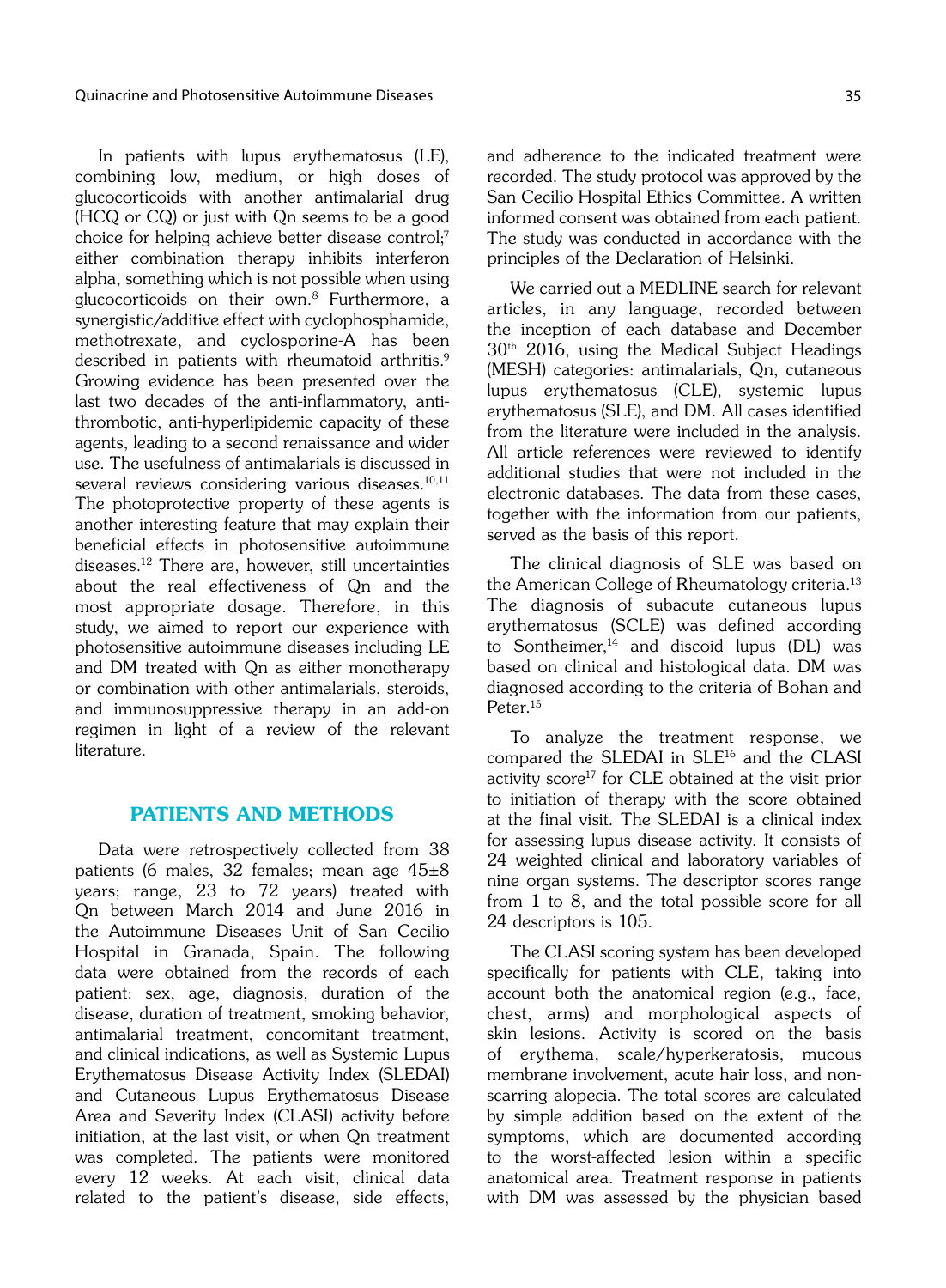In patients with lupus erythematosus (LE), combining low, medium, or high doses of glucocorticoids with another antimalarial drug (HCQ or CQ) or just with Qn seems to be a good choice for helping achieve better disease control;[7] either combination therapy inhibits interferon alpha, something which is not possible when using glucocorticoids on their own.[8] Furthermore, a synergistic/additive effect with cyclophosphamide, methotrexate, and cyclosporine-A has been described in patients with rheumatoid arthritis.[9] Growing evidence has been presented over the last two decades of the anti-inflammatory, anti-thrombotic, anti-hyperlipidemic capacity of these agents, leading to a second renaissance and wider use. The usefulness of antimalarials is discussed in several reviews considering various diseases.[10,11] The photoprotective property of these agents is another interesting feature that may explain their beneficial effects in photosensitive autoimmune diseases.[12] There are, however, still uncertainties about the real effectiveness of Qn and the most appropriate dosage. Therefore, in this study, we aimed to report our experience with photosensitive autoimmune diseases including LE and DM treated with Qn as either monotherapy or combination with other antimalarials, steroids, and immunosuppressive therapy in an add-on regimen in light of a review of the relevant literature.

## PATIENTS AND METHODS

Data were retrospectively collected from 38 patients (6 males, 32 females; mean age 45±8 years; range, 23 to 72 years) treated with Qn between March 2014 and June 2016 in the Autoimmune Diseases Unit of San Cecilio Hospital in Granada, Spain. The following data were obtained from the records of each patient: sex, age, diagnosis, duration of the disease, duration of treatment, smoking behavior, antimalarial treatment, concomitant treatment, and clinical indications, as well as Systemic Lupus Erythematosus Disease Activity Index (SLEDAI) and Cutaneous Lupus Erythematosus Disease Area and Severity Index (CLASI) activity before initiation, at the last visit, or when Qn treatment was completed. The patients were monitored every 12 weeks. At each visit, clinical data related to the patient's disease, side effects, and adherence to the indicated treatment were recorded. The study protocol was approved by the San Cecilio Hospital Ethics Committee. A written informed consent was obtained from each patient. The study was conducted in accordance with the principles of the Declaration of Helsinki.

We carried out a MEDLINE search for relevant articles, in any language, recorded between the inception of each database and December 30th 2016, using the Medical Subject Headings (MESH) categories: antimalarials, Qn, cutaneous lupus erythematosus (CLE), systemic lupus erythematosus (SLE), and DM. All cases identified from the literature were included in the analysis. All article references were reviewed to identify additional studies that were not included in the electronic databases. The data from these cases, together with the information from our patients, served as the basis of this report.

The clinical diagnosis of SLE was based on the American College of Rheumatology criteria.[13] The diagnosis of subacute cutaneous lupus erythematosus (SCLE) was defined according to Sontheimer,[14] and discoid lupus (DL) was based on clinical and histological data. DM was diagnosed according to the criteria of Bohan and Peter.[15]

To analyze the treatment response, we compared the SLEDAI in SLE[16] and the CLASI activity score[17] for CLE obtained at the visit prior to initiation of therapy with the score obtained at the final visit. The SLEDAI is a clinical index for assessing lupus disease activity. It consists of 24 weighted clinical and laboratory variables of nine organ systems. The descriptor scores range from 1 to 8, and the total possible score for all 24 descriptors is 105.

The CLASI scoring system has been developed specifically for patients with CLE, taking into account both the anatomical region (e.g., face, chest, arms) and morphological aspects of skin lesions. Activity is scored on the basis of erythema, scale/hyperkeratosis, mucous membrane involvement, acute hair loss, and non-scarring alopecia. The total scores are calculated by simple addition based on the extent of the symptoms, which are documented according to the worst-affected lesion within a specific anatomical area. Treatment response in patients with DM was assessed by the physician based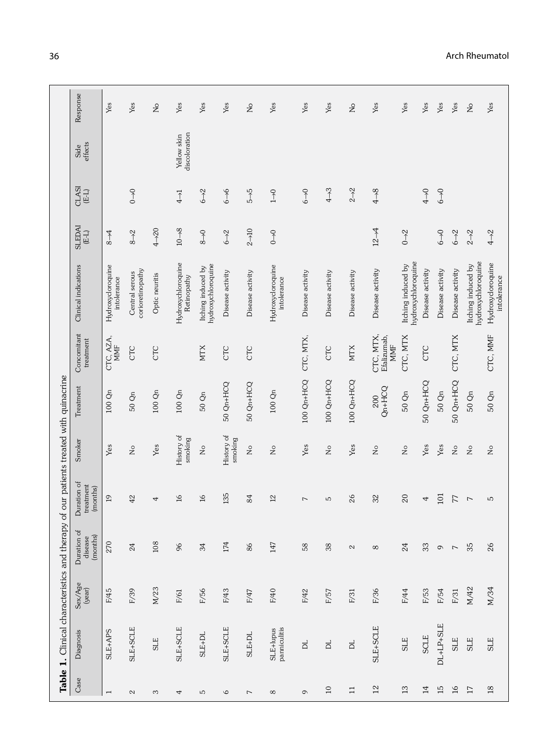**Table 1.** Clinical characteristics and therapy of our patients treated with quinacrine

| Case | Diagnosis | Sex/Age (year) | Duration of disease (months) | Duration of treatment (months) | Smoker | Treatment | Concomitant treatment | Clinical indications | SLEDAI (E-L) | CLASI (E-L) | Side effects | Response |
|---|---|---|---|---|---|---|---|---|---|---|---|---|
| 1 | SLE+APS | F/45 | 270 | 19 | Yes | 100 Qn | CTC, AZA, MMF | Hydroxycloroquine intolerance | 8→4 | | | Yes |
| 2 | SLE+SCLE | F/39 | 24 | 42 | No | 50 Qn | CTC | Central serous corioretinopathy | 8→2 | 0→0 | | Yes |
| 3 | SLE | M/23 | 108 | 4 | Yes | 100 Qn | CTC | Optic neuritis | 4→20 | | | No |
| 4 | SLE+SCLE | F/61 | 96 | 16 | History of smoking | 100 Qn | | Hydroxychloroquine Retinopathy | 10→8 | 4→1 | Yellow skin discoloration | Yes |
| 5 | SLE+DL | F/56 | 34 | 16 | No | 50 Qn | MTX | Itching induced by hydroxychloroquine | 8→0 | 6→2 | | Yes |
| 6 | SLE+SCLE | F/43 | 174 | 135 | History of smoking | 50 Qn+HCQ | CTC | Disease activity | 6→2 | 6→6 | | Yes |
| 7 | SLE+DL | F/47 | 86 | 84 | No | 50 Qn+HCQ | CTC | Disease activity | 2→10 | 5→5 | | No |
| 8 | SLE+lupus panniculitis | F/40 | 147 | 12 | No | 100 Qn | | Hydroxycloroquine intolerance | 0→0 | 1→0 | | Yes |
| 9 | DL | F/42 | 58 | 7 | Yes | 100 Qn+HCQ | CTC, MTX, | Disease activity | | 6→0 | | Yes |
| 10 | DL | F/57 | 38 | 5 | No | 100 Qn+HCQ | CTC | Disease activity | | 4→3 | | Yes |
| 11 | DL | F/31 | 2 | 26 | Yes | 100 Qn+HCQ | MTX | Disease activity | | 2→2 | | No |
| 12 | SLE+SCLE | F/36 | 8 | 32 | No | 200 Qn+HCQ | CTC, MTX, Efalizumab, MMF | Disease activity | 12→4 | 4→8 | | Yes |
| 13 | SLE | F/44 | 24 | 20 | No | 50 Qn | CTC, MTX | Itching induced by hydroxychloroquine | 0→2 | | | Yes |
| 14 | SCLE | F/53 | 33 | 4 | Yes | 50 Qn+HCQ | CTC | Disease activity | | 4→0 | | Yes |
| 15 | DL+LP+SLE | F/54 | 9 | 101 | Yes | 50 Qn | | Disease activity | 6→0 | 6→0 | | Yes |
| 16 | SLE | F/31 | 7 | 77 | No | 50 Qn+HCQ | CTC, MTX | Disease activity | 6→2 | | | Yes |
| 17 | SLE | M/42 | 35 | 7 | No | 50 Qn | | Itching induced by hydroxychloroquine | 2→2 | | | No |
| 18 | SLE | M/34 | 26 | 5 | No | 50 Qn | CTC, MMF | Hydroxycloroquine intolerance | 4→2 | | | Yes |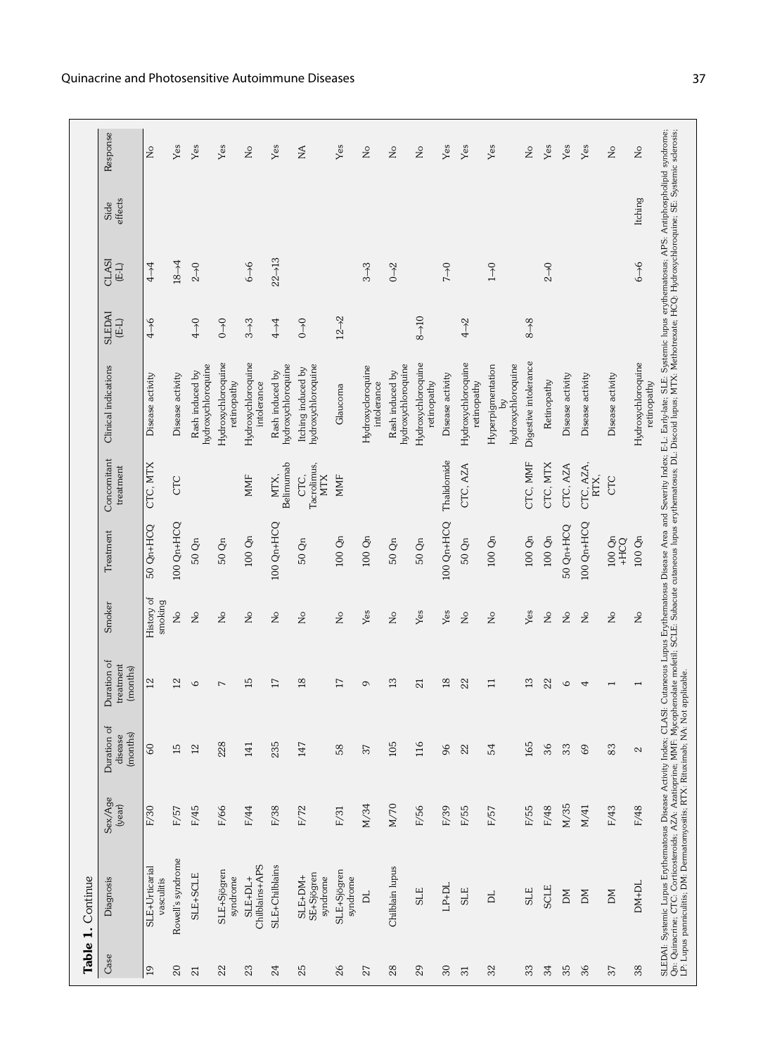**Table 1.** Continue

| Case | Diagnosis | Sex/Age (year) | Duration of disease (months) | Duration of treatment (months) | Smoker | Treatment | Concomitant treatment | Clinical indications | SLEDAI (E-L) | CLASI (E-L) | Side effects | Response |
|---|---|---|---|---|---|---|---|---|---|---|---|---|
| 19 | SLE+Urticarial vasculitis | F/30 | 60 | 12 | History of smoking | 50 Qn+HCQ | CTC, MTX | Disease activity | 4→6 | 4→4 | | No |
| 20 | Rowell's syndrome | F/57 | 15 | 12 | No | 100 Qn+HCQ | CTC | Disease activity | | 18→4 | | Yes |
| 21 | SLE+SCLE | F/45 | 12 | 6 | No | 50 Qn | | Rash induced by hydroxychloroquine | 4→0 | 2→0 | | Yes |
| 22 | SLE+Sjögren syndrome | F/66 | 228 | 7 | No | 50 Qn | | Hydroxychloroquine retinopathy | 0→0 | | | Yes |
| 23 | SLE+DL+ Chilblains+APS | F/44 | 141 | 15 | No | 100 Qn | MMF | Hydroxychloroquine intolerance | 3→3 | 6→6 | | No |
| 24 | SLE+Chilblains | F/38 | 235 | 17 | No | 100 Qn+HCQ | MTX, Belimumab | Rash induced by hydroxychloroquine | 4→4 | 22→13 | | Yes |
| 25 | SLE+DM+ SE+Sjögren syndrome | F/72 | 147 | 18 | No | 50 Qn | CTC, Tacrolimus, MTX | Itching induced by hydroxychloroquine | 0→0 | | | NA |
| 26 | SLE+Sjögren syndrome | F/31 | 58 | 17 | No | 100 Qn | MMF | Glaucoma | 12→2 | | | Yes |
| 27 | DL | M/34 | 37 | 9 | Yes | 100 Qn | | Hydroxycloroquine intolerance | | 3→3 | | No |
| 28 | Chilblain lupus | M/70 | 105 | 13 | No | 50 Qn | | Rash induced by hydroxychloroquine | | 0→2 | | No |
| 29 | SLE | F/56 | 116 | 21 | Yes | 50 Qn | | Hydroxychloroquine retinopathy | 8→10 | | | No |
| 30 | LP+DL | F/39 | 96 | 18 | Yes | 100 Qn+HCQ | Thalidomide | Disease activity | | 7→0 | | Yes |
| 31 | SLE | F/55 | 22 | 22 | No | 50 Qn | CTC, AZA | Hydroxychloroquine retinopathy | 4→2 | | | Yes |
| 32 | DL | F/57 | 54 | 11 | No | 100 Qn | | Hyperpigmentation by hydroxychloroquine | | 1→0 | | Yes |
| 33 | SLE | F/55 | 165 | 13 | Yes | 100 Qn | CTC, MMF | Digestive intolerance | 8→8 | | | No |
| 34 | SCLE | F/48 | 36 | 22 | No | 100 Qn | CTC, MTX | Retinopathy | | 2→0 | | Yes |
| 35 | DM | M/35 | 33 | 6 | No | 50 Qn+HCQ | CTC, AZA | Disease activity | | | | Yes |
| 36 | DM | M/41 | 69 | 4 | No | 100 Qn+HCQ | CTC, AZA, RTX. | Disease activity | | | | Yes |
| 37 | DM | F/43 | 83 | 1 | No | 100 Qn +HCQ | CTC | Disease activity | | | | No |
| 38 | DM+DL | F/48 | 2 | 1 | No | 100 Qn | | Hydroxychloroquine retinopathy | | 6→6 | Itching | No |

SLEDAI: Systemic Lupus Erythematosus Disease Activity Index; CLASI: Cutaneous Lupus Erythematosus Disease Area and Severity Index; E-L: Early-late; SLE: Systemic lupus erythematosus; APS: Antiphospholipid syndrome; Qn: Quinacrine; CTC: Corticosteroids; AZA: Azatioprine; MMF: Mycophenolate mofetil; SCLE: Subacute cutaneous lupus erythematosus; DL: Discoid lupus; MTX: Methotrexate; HCQ: Hydroxychloroquine; SE: Systemic sclerosis; LP: Lupus panniculitis; DM: Dermatomyositis; RTX: Rituximab; NA: Not applicable.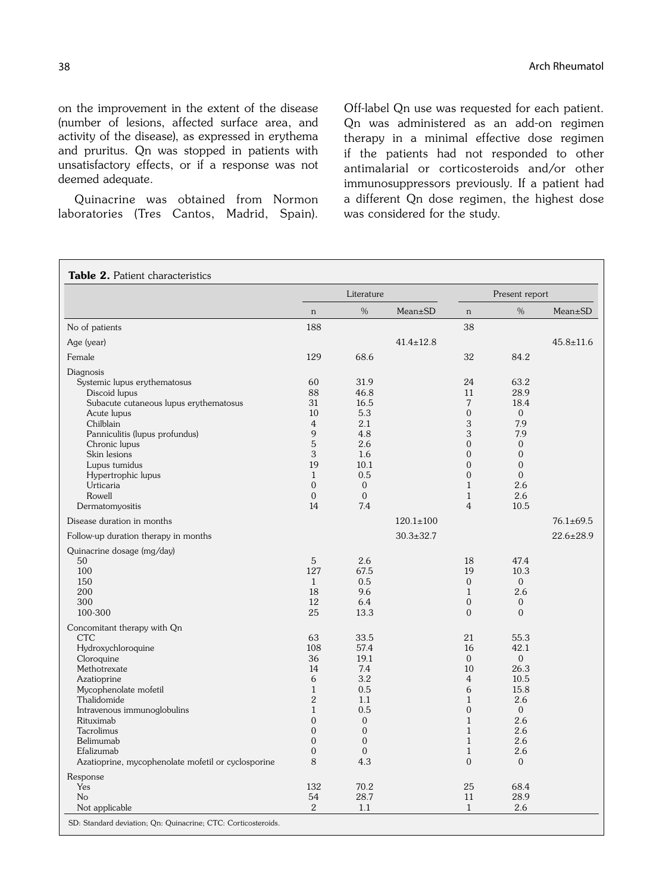on the improvement in the extent of the disease (number of lesions, affected surface area, and activity of the disease), as expressed in erythema and pruritus. Qn was stopped in patients with unsatisfactory effects, or if a response was not deemed adequate.

Quinacrine was obtained from Normon laboratories (Tres Cantos, Madrid, Spain). Off-label Qn use was requested for each patient. Qn was administered as an add-on regimen therapy in a minimal effective dose regimen if the patients had not responded to other antimalarial or corticosteroids and/or other immunosuppressors previously. If a patient had a different Qn dose regimen, the highest dose was considered for the study.

**Table 2.** Patient characteristics

| | Literature | | | Present report | | |
|---|---|---|---|---|---|---|
| | n | % | Mean±SD | n | % | Mean±SD |
| No of patients | 188 | | | 38 | | |
| Age (year) | | | 41.4±12.8 | | | 45.8±11.6 |
| Female | 129 | 68.6 | | 32 | 84.2 | |
| Diagnosis | | | | | | |
| Systemic lupus erythematosus | 60 | 31.9 | | 24 | 63.2 | |
| Discoid lupus | 88 | 46.8 | | 11 | 28.9 | |
| Subacute cutaneous lupus erythematosus | 31 | 16.5 | | 7 | 18.4 | |
| Acute lupus | 10 | 5.3 | | 0 | 0 | |
| Chilblain | 4 | 2.1 | | 3 | 7.9 | |
| Panniculitis (lupus profundus) | 9 | 4.8 | | 3 | 7.9 | |
| Chronic lupus | 5 | 2.6 | | 0 | 0 | |
| Skin lesions | 3 | 1.6 | | 0 | 0 | |
| Lupus tumidus | 19 | 10.1 | | 0 | 0 | |
| Hypertrophic lupus | 1 | 0.5 | | 0 | 0 | |
| Urticaria | 0 | 0 | | 1 | 2.6 | |
| Rowell | 0 | 0 | | 1 | 2.6 | |
| Dermatomyositis | 14 | 7.4 | | 4 | 10.5 | |
| Disease duration in months | | | 120.1±100 | | | 76.1±69.5 |
| Follow-up duration therapy in months | | | 30.3±32.7 | | | 22.6±28.9 |
| Quinacrine dosage (mg/day) | | | | | | |
| 50 | 5 | 2.6 | | 18 | 47.4 | |
| 100 | 127 | 67.5 | | 19 | 10.3 | |
| 150 | 1 | 0.5 | | 0 | 0 | |
| 200 | 18 | 9.6 | | 1 | 2.6 | |
| 300 | 12 | 6.4 | | 0 | 0 | |
| 100-300 | 25 | 13.3 | | 0 | 0 | |
| Concomitant therapy with Qn | | | | | | |
| CTC | 63 | 33.5 | | 21 | 55.3 | |
| Hydroxychloroquine | 108 | 57.4 | | 16 | 42.1 | |
| Cloroquine | 36 | 19.1 | | 0 | 0 | |
| Methotrexate | 14 | 7.4 | | 10 | 26.3 | |
| Azatioprine | 6 | 3.2 | | 4 | 10.5 | |
| Mycophenolate mofetil | 1 | 0.5 | | 6 | 15.8 | |
| Thalidomide | 2 | 1.1 | | 1 | 2.6 | |
| Intravenous immunoglobulins | 1 | 0.5 | | 0 | 0 | |
| Rituximab | 0 | 0 | | 1 | 2.6 | |
| Tacrolimus | 0 | 0 | | 1 | 2.6 | |
| Belimumab | 0 | 0 | | 1 | 2.6 | |
| Efalizumab | 0 | 0 | | 1 | 2.6 | |
| Azatioprine, mycophenolate mofetil or cyclosporine | 8 | 4.3 | | 0 | 0 | |
| Response | | | | | | |
| Yes | 132 | 70.2 | | 25 | 68.4 | |
| No | 54 | 28.7 | | 11 | 28.9 | |
| Not applicable | 2 | 1.1 | | 1 | 2.6 | |

SD: Standard deviation; Qn: Quinacrine; CTC: Corticosteroids.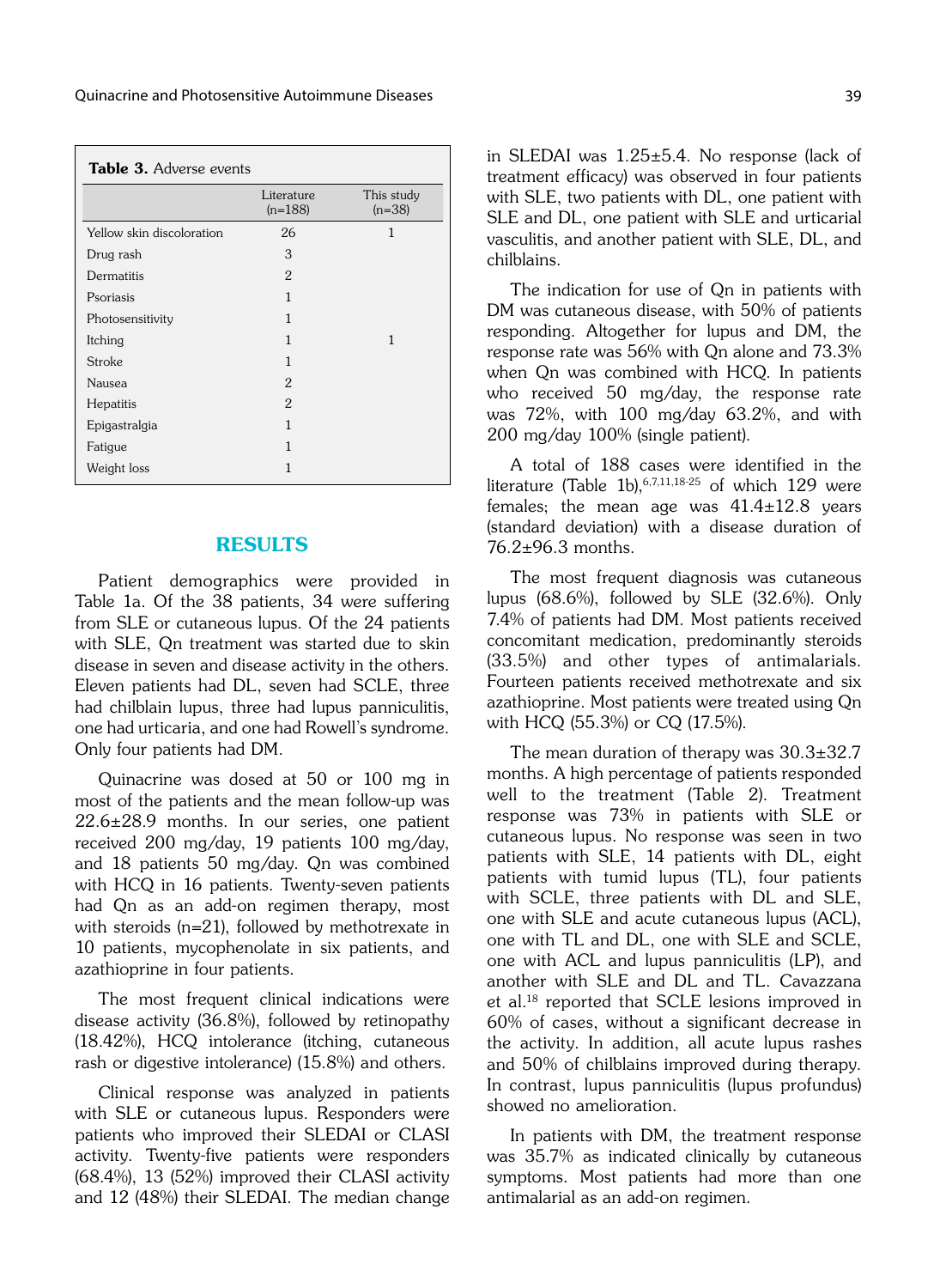**Table 3.** Adverse events

| | Literature (n=188) | This study (n=38) |
|---|---|---|
| Yellow skin discoloration | 26 | 1 |
| Drug rash | 3 | |
| Dermatitis | 2 | |
| Psoriasis | 1 | |
| Photosensitivity | 1 | |
| Itching | 1 | 1 |
| Stroke | 1 | |
| Nausea | 2 | |
| Hepatitis | 2 | |
| Epigastralgia | 1 | |
| Fatigue | 1 | |
| Weight loss | 1 | |

## RESULTS

Patient demographics were provided in Table 1a. Of the 38 patients, 34 were suffering from SLE or cutaneous lupus. Of the 24 patients with SLE, Qn treatment was started due to skin disease in seven and disease activity in the others. Eleven patients had DL, seven had SCLE, three had chilblain lupus, three had lupus panniculitis, one had urticaria, and one had Rowell's syndrome. Only four patients had DM.

Quinacrine was dosed at 50 or 100 mg in most of the patients and the mean follow-up was 22.6±28.9 months. In our series, one patient received 200 mg/day, 19 patients 100 mg/day, and 18 patients 50 mg/day. Qn was combined with HCQ in 16 patients. Twenty-seven patients had Qn as an add-on regimen therapy, most with steroids (n=21), followed by methotrexate in 10 patients, mycophenolate in six patients, and azathioprine in four patients.

The most frequent clinical indications were disease activity (36.8%), followed by retinopathy (18.42%), HCQ intolerance (itching, cutaneous rash or digestive intolerance) (15.8%) and others.

Clinical response was analyzed in patients with SLE or cutaneous lupus. Responders were patients who improved their SLEDAI or CLASI activity. Twenty-five patients were responders (68.4%), 13 (52%) improved their CLASI activity and 12 (48%) their SLEDAI. The median change in SLEDAI was 1.25±5.4. No response (lack of treatment efficacy) was observed in four patients with SLE, two patients with DL, one patient with SLE and DL, one patient with SLE and urticarial vasculitis, and another patient with SLE, DL, and chilblains.

The indication for use of Qn in patients with DM was cutaneous disease, with 50% of patients responding. Altogether for lupus and DM, the response rate was 56% with Qn alone and 73.3% when Qn was combined with HCQ. In patients who received 50 mg/day, the response rate was 72%, with 100 mg/day 63.2%, and with 200 mg/day 100% (single patient).

A total of 188 cases were identified in the literature (Table 1b),[6,7,11,18-25] of which 129 were females; the mean age was 41.4±12.8 years (standard deviation) with a disease duration of 76.2±96.3 months.

The most frequent diagnosis was cutaneous lupus (68.6%), followed by SLE (32.6%). Only 7.4% of patients had DM. Most patients received concomitant medication, predominantly steroids (33.5%) and other types of antimalarials. Fourteen patients received methotrexate and six azathioprine. Most patients were treated using Qn with HCQ (55.3%) or CQ (17.5%).

The mean duration of therapy was 30.3±32.7 months. A high percentage of patients responded well to the treatment (Table 2). Treatment response was 73% in patients with SLE or cutaneous lupus. No response was seen in two patients with SLE, 14 patients with DL, eight patients with tumid lupus (TL), four patients with SCLE, three patients with DL and SLE, one with SLE and acute cutaneous lupus (ACL), one with TL and DL, one with SLE and SCLE, one with ACL and lupus panniculitis (LP), and another with SLE and DL and TL. Cavazzana et al.[18] reported that SCLE lesions improved in 60% of cases, without a significant decrease in the activity. In addition, all acute lupus rashes and 50% of chilblains improved during therapy. In contrast, lupus panniculitis (lupus profundus) showed no amelioration.

In patients with DM, the treatment response was 35.7% as indicated clinically by cutaneous symptoms. Most patients had more than one antimalarial as an add-on regimen.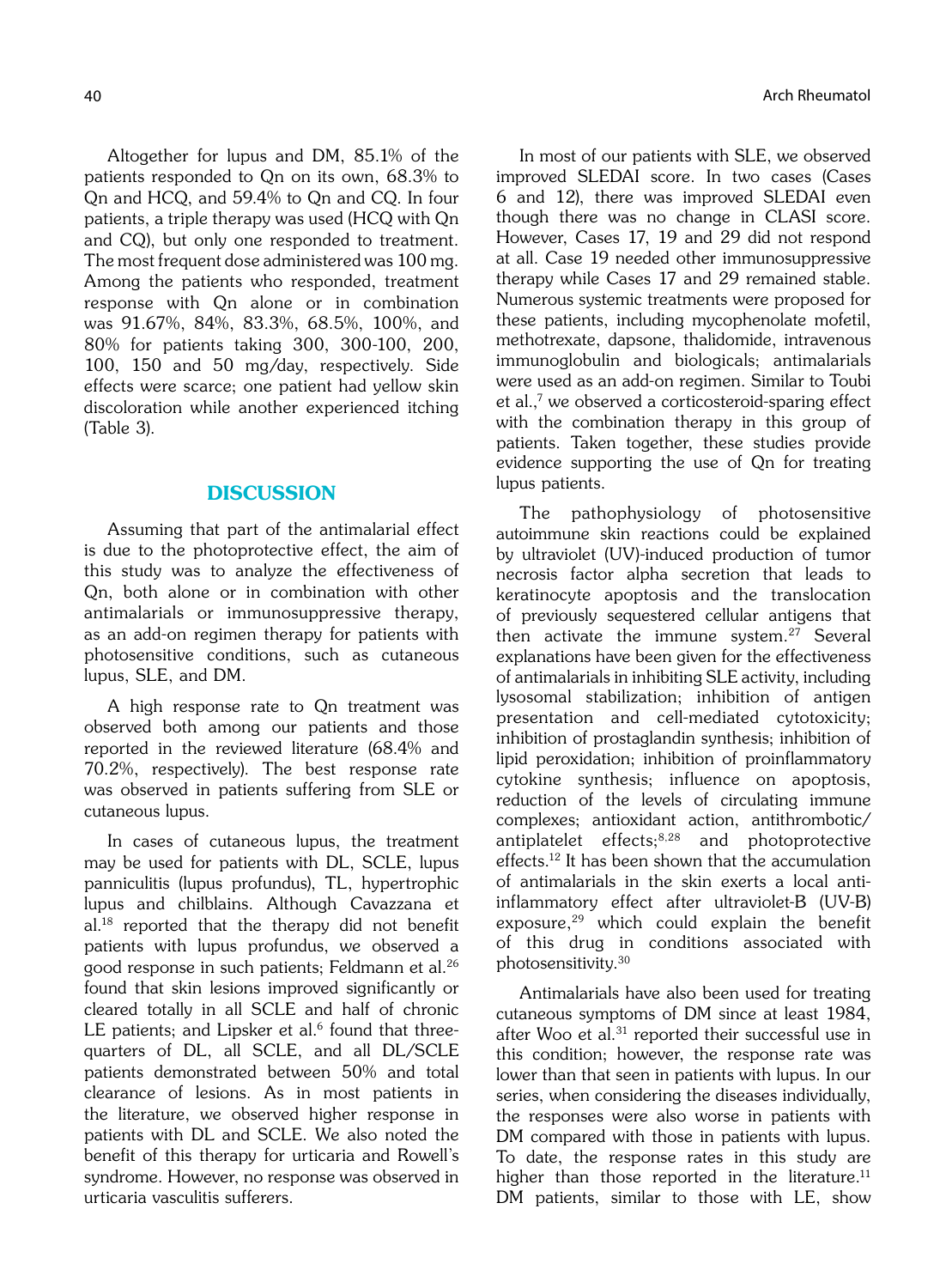Altogether for lupus and DM, 85.1% of the patients responded to Qn on its own, 68.3% to Qn and HCQ, and 59.4% to Qn and CQ. In four patients, a triple therapy was used (HCQ with Qn and CQ), but only one responded to treatment. The most frequent dose administered was 100 mg. Among the patients who responded, treatment response with Qn alone or in combination was 91.67%, 84%, 83.3%, 68.5%, 100%, and 80% for patients taking 300, 300-100, 200, 100, 150 and 50 mg/day, respectively. Side effects were scarce; one patient had yellow skin discoloration while another experienced itching (Table 3).

## DISCUSSION

Assuming that part of the antimalarial effect is due to the photoprotective effect, the aim of this study was to analyze the effectiveness of Qn, both alone or in combination with other antimalarials or immunosuppressive therapy, as an add-on regimen therapy for patients with photosensitive conditions, such as cutaneous lupus, SLE, and DM.

A high response rate to Qn treatment was observed both among our patients and those reported in the reviewed literature (68.4% and 70.2%, respectively). The best response rate was observed in patients suffering from SLE or cutaneous lupus.

In cases of cutaneous lupus, the treatment may be used for patients with DL, SCLE, lupus panniculitis (lupus profundus), TL, hypertrophic lupus and chilblains. Although Cavazzana et al.[18] reported that the therapy did not benefit patients with lupus profundus, we observed a good response in such patients; Feldmann et al.[26] found that skin lesions improved significantly or cleared totally in all SCLE and half of chronic LE patients; and Lipsker et al.[6] found that three-quarters of DL, all SCLE, and all DL/SCLE patients demonstrated between 50% and total clearance of lesions. As in most patients in the literature, we observed higher response in patients with DL and SCLE. We also noted the benefit of this therapy for urticaria and Rowell's syndrome. However, no response was observed in urticaria vasculitis sufferers.

In most of our patients with SLE, we observed improved SLEDAI score. In two cases (Cases 6 and 12), there was improved SLEDAI even though there was no change in CLASI score. However, Cases 17, 19 and 29 did not respond at all. Case 19 needed other immunosuppressive therapy while Cases 17 and 29 remained stable. Numerous systemic treatments were proposed for these patients, including mycophenolate mofetil, methotrexate, dapsone, thalidomide, intravenous immunoglobulin and biologicals; antimalarials were used as an add-on regimen. Similar to Toubi et al.,[7] we observed a corticosteroid-sparing effect with the combination therapy in this group of patients. Taken together, these studies provide evidence supporting the use of Qn for treating lupus patients.

The pathophysiology of photosensitive autoimmune skin reactions could be explained by ultraviolet (UV)-induced production of tumor necrosis factor alpha secretion that leads to keratinocyte apoptosis and the translocation of previously sequestered cellular antigens that then activate the immune system.[27] Several explanations have been given for the effectiveness of antimalarials in inhibiting SLE activity, including lysosomal stabilization; inhibition of antigen presentation and cell-mediated cytotoxicity; inhibition of prostaglandin synthesis; inhibition of lipid peroxidation; inhibition of proinflammatory cytokine synthesis; influence on apoptosis, reduction of the levels of circulating immune complexes; antioxidant action, antithrombotic/antiplatelet effects;[8,28] and photoprotective effects.[12] It has been shown that the accumulation of antimalarials in the skin exerts a local anti-inflammatory effect after ultraviolet-B (UV-B) exposure,[29] which could explain the benefit of this drug in conditions associated with photosensitivity.[30]

Antimalarials have also been used for treating cutaneous symptoms of DM since at least 1984, after Woo et al.[31] reported their successful use in this condition; however, the response rate was lower than that seen in patients with lupus. In our series, when considering the diseases individually, the responses were also worse in patients with DM compared with those in patients with lupus. To date, the response rates in this study are higher than those reported in the literature.[11] DM patients, similar to those with LE, show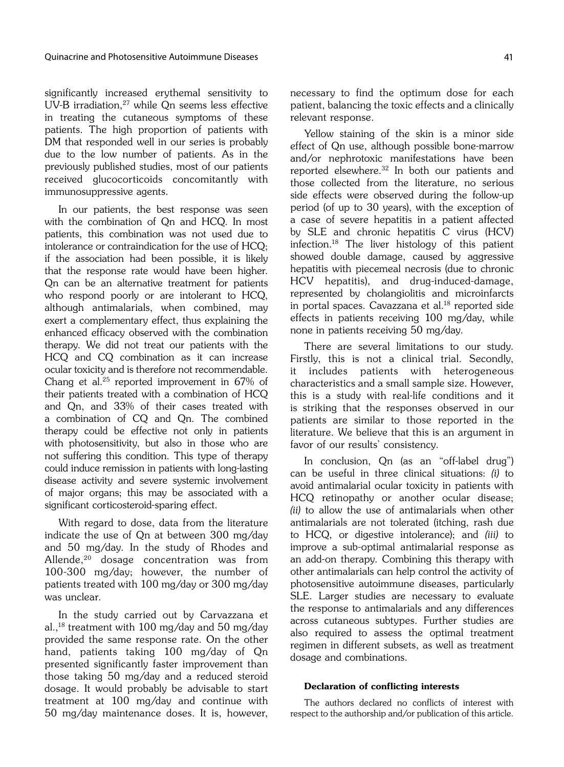significantly increased erythemal sensitivity to UV-B irradiation,[27] while Qn seems less effective in treating the cutaneous symptoms of these patients. The high proportion of patients with DM that responded well in our series is probably due to the low number of patients. As in the previously published studies, most of our patients received glucocorticoids concomitantly with immunosuppressive agents.

In our patients, the best response was seen with the combination of Qn and HCQ. In most patients, this combination was not used due to intolerance or contraindication for the use of HCQ; if the association had been possible, it is likely that the response rate would have been higher. Qn can be an alternative treatment for patients who respond poorly or are intolerant to HCQ, although antimalarials, when combined, may exert a complementary effect, thus explaining the enhanced efficacy observed with the combination therapy. We did not treat our patients with the HCQ and CQ combination as it can increase ocular toxicity and is therefore not recommendable. Chang et al.[25] reported improvement in 67% of their patients treated with a combination of HCQ and Qn, and 33% of their cases treated with a combination of CQ and Qn. The combined therapy could be effective not only in patients with photosensitivity, but also in those who are not suffering this condition. This type of therapy could induce remission in patients with long-lasting disease activity and severe systemic involvement of major organs; this may be associated with a significant corticosteroid-sparing effect.

With regard to dose, data from the literature indicate the use of Qn at between 300 mg/day and 50 mg/day. In the study of Rhodes and Allende,[20] dosage concentration was from 100-300 mg/day; however, the number of patients treated with 100 mg/day or 300 mg/day was unclear.

In the study carried out by Carvazzana et al.,[18] treatment with 100 mg/day and 50 mg/day provided the same response rate. On the other hand, patients taking 100 mg/day of Qn presented significantly faster improvement than those taking 50 mg/day and a reduced steroid dosage. It would probably be advisable to start treatment at 100 mg/day and continue with 50 mg/day maintenance doses. It is, however, necessary to find the optimum dose for each patient, balancing the toxic effects and a clinically relevant response.

Yellow staining of the skin is a minor side effect of Qn use, although possible bone-marrow and/or nephrotoxic manifestations have been reported elsewhere.[32] In both our patients and those collected from the literature, no serious side effects were observed during the follow-up period (of up to 30 years), with the exception of a case of severe hepatitis in a patient affected by SLE and chronic hepatitis C virus (HCV) infection.[18] The liver histology of this patient showed double damage, caused by aggressive hepatitis with piecemeal necrosis (due to chronic HCV hepatitis), and drug-induced-damage, represented by cholangiolitis and microinfarcts in portal spaces. Cavazzana et al.[18] reported side effects in patients receiving 100 mg/day, while none in patients receiving 50 mg/day.

There are several limitations to our study. Firstly, this is not a clinical trial. Secondly, it includes patients with heterogeneous characteristics and a small sample size. However, this is a study with real-life conditions and it is striking that the responses observed in our patients are similar to those reported in the literature. We believe that this is an argument in favor of our results' consistency.

In conclusion, Qn (as an "off-label drug") can be useful in three clinical situations: *(i)* to avoid antimalarial ocular toxicity in patients with HCQ retinopathy or another ocular disease; *(ii)* to allow the use of antimalarials when other antimalarials are not tolerated (itching, rash due to HCQ, or digestive intolerance); and *(iii)* to improve a sub-optimal antimalarial response as an add-on therapy. Combining this therapy with other antimalarials can help control the activity of photosensitive autoimmune diseases, particularly SLE. Larger studies are necessary to evaluate the response to antimalarials and any differences across cutaneous subtypes. Further studies are also required to assess the optimal treatment regimen in different subsets, as well as treatment dosage and combinations.

#### Declaration of conflicting interests

The authors declared no conflicts of interest with respect to the authorship and/or publication of this article.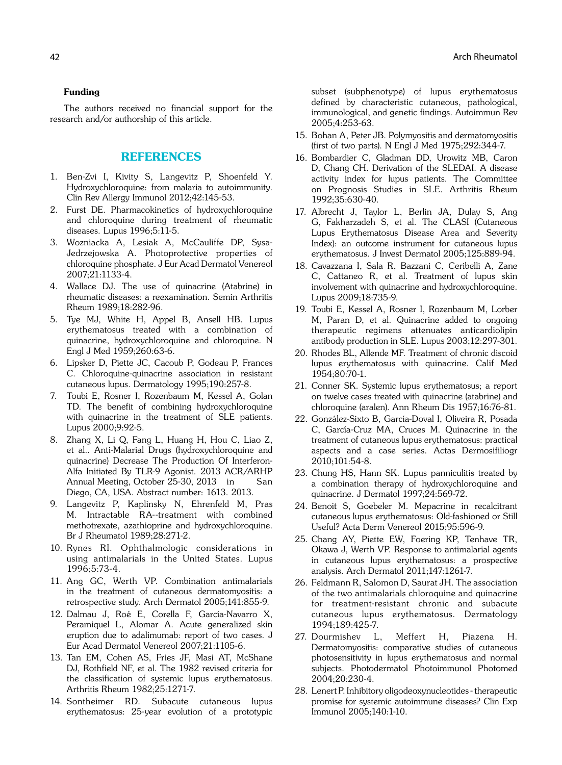**Funding**

The authors received no financial support for the research and/or authorship of this article.

## REFERENCES

1. Ben-Zvi I, Kivity S, Langevitz P, Shoenfeld Y. Hydroxychloroquine: from malaria to autoimmunity. Clin Rev Allergy Immunol 2012;42:145-53.
2. Furst DE. Pharmacokinetics of hydroxychloroquine and chloroquine during treatment of rheumatic diseases. Lupus 1996;5:11-5.
3. Wozniacka A, Lesiak A, McCauliffe DP, Sysa-Jedrzejowska A. Photoprotective properties of chloroquine phosphate. J Eur Acad Dermatol Venereol 2007;21:1133-4.
4. Wallace DJ. The use of quinacrine (Atabrine) in rheumatic diseases: a reexamination. Semin Arthritis Rheum 1989;18:282-96.
5. Tye MJ, White H, Appel B, Ansell HB. Lupus erythematosus treated with a combination of quinacrine, hydroxychloroquine and chloroquine. N Engl J Med 1959;260:63-6.
6. Lipsker D, Piette JC, Cacoub P, Godeau P, Frances C. Chloroquine-quinacrine association in resistant cutaneous lupus. Dermatology 1995;190:257-8.
7. Toubi E, Rosner I, Rozenbaum M, Kessel A, Golan TD. The benefit of combining hydroxychloroquine with quinacrine in the treatment of SLE patients. Lupus 2000;9:92-5.
8. Zhang X, Li Q, Fang L, Huang H, Hou C, Liao Z, et al.. Anti-Malarial Drugs (hydroxychloroquine and quinacrine) Decrease The Production Of Interferon-Alfa Initiated By TLR-9 Agonist. 2013 ACR/ARHP Annual Meeting, October 25-30, 2013 in San Diego, CA, USA. Abstract number: 1613. 2013.
9. Langevitz P, Kaplinsky N, Ehrenfeld M, Pras M. Intractable RA--treatment with combined methotrexate, azathioprine and hydroxychloroquine. Br J Rheumatol 1989;28:271-2.
10. Rynes RI. Ophthalmologic considerations in using antimalarials in the United States. Lupus 1996;5:73-4.
11. Ang GC, Werth VP. Combination antimalarials in the treatment of cutaneous dermatomyositis: a retrospective study. Arch Dermatol 2005;141:855-9.
12. Dalmau J, Roé E, Corella F, García-Navarro X, Peramiquel L, Alomar A. Acute generalized skin eruption due to adalimumab: report of two cases. J Eur Acad Dermatol Venereol 2007;21:1105-6.
13. Tan EM, Cohen AS, Fries JF, Masi AT, McShane DJ, Rothfield NF, et al. The 1982 revised criteria for the classification of systemic lupus erythematosus. Arthritis Rheum 1982;25:1271-7.
14. Sontheimer RD. Subacute cutaneous lupus erythematosus: 25-year evolution of a prototypic subset (subphenotype) of lupus erythematosus defined by characteristic cutaneous, pathological, immunological, and genetic findings. Autoimmun Rev 2005;4:253-63.
15. Bohan A, Peter JB. Polymyositis and dermatomyositis (first of two parts). N Engl J Med 1975;292:344-7.
16. Bombardier C, Gladman DD, Urowitz MB, Caron D, Chang CH. Derivation of the SLEDAI. A disease activity index for lupus patients. The Committee on Prognosis Studies in SLE. Arthritis Rheum 1992;35:630-40.
17. Albrecht J, Taylor L, Berlin JA, Dulay S, Ang G, Fakharzadeh S, et al. The CLASI (Cutaneous Lupus Erythematosus Disease Area and Severity Index): an outcome instrument for cutaneous lupus erythematosus. J Invest Dermatol 2005;125:889-94.
18. Cavazzana I, Sala R, Bazzani C, Ceribelli A, Zane C, Cattaneo R, et al. Treatment of lupus skin involvement with quinacrine and hydroxychloroquine. Lupus 2009;18:735-9.
19. Toubi E, Kessel A, Rosner I, Rozenbaum M, Lorber M, Paran D, et al. Quinacrine added to ongoing therapeutic regimens attenuates anticardiolipin antibody production in SLE. Lupus 2003;12:297-301.
20. Rhodes BL, Allende MF. Treatment of chronic discoid lupus erythematosus with quinacrine. Calif Med 1954;80:70-1.
21. Conner SK. Systemic lupus erythematosus; a report on twelve cases treated with quinacrine (atabrine) and chloroquine (aralen). Ann Rheum Dis 1957;16:76-81.
22. González-Sixto B, García-Doval I, Oliveira R, Posada C, García-Cruz MA, Cruces M. Quinacrine in the treatment of cutaneous lupus erythematosus: practical aspects and a case series. Actas Dermosifiliogr 2010;101:54-8.
23. Chung HS, Hann SK. Lupus panniculitis treated by a combination therapy of hydroxychloroquine and quinacrine. J Dermatol 1997;24:569-72.
24. Benoit S, Goebeler M. Mepacrine in recalcitrant cutaneous lupus erythematosus: Old-fashioned or Still Useful? Acta Derm Venereol 2015;95:596-9.
25. Chang AY, Piette EW, Foering KP, Tenhave TR, Okawa J, Werth VP. Response to antimalarial agents in cutaneous lupus erythematosus: a prospective analysis. Arch Dermatol 2011;147:1261-7.
26. Feldmann R, Salomon D, Saurat JH. The association of the two antimalarials chloroquine and quinacrine for treatment-resistant chronic and subacute cutaneous lupus erythematosus. Dermatology 1994;189:425-7.
27. Dourmishev L, Meffert H, Piazena H. Dermatomyositis: comparative studies of cutaneous photosensitivity in lupus erythematosus and normal subjects. Photodermatol Photoimmunol Photomed 2004;20:230-4.
28. Lenert P. Inhibitory oligodeoxynucleotides - therapeutic promise for systemic autoimmune diseases? Clin Exp Immunol 2005;140:1-10.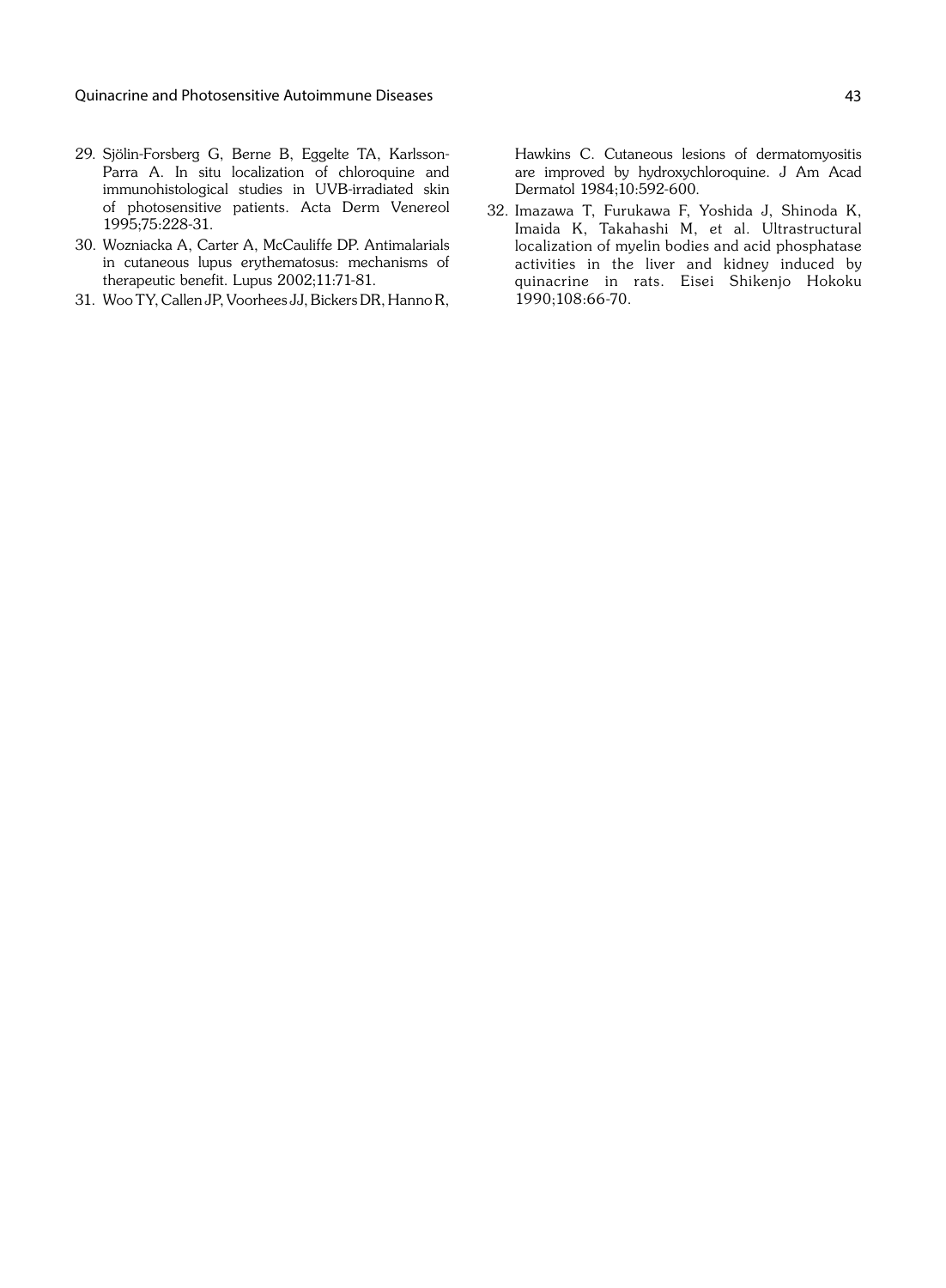29. Sjölin-Forsberg G, Berne B, Eggelte TA, Karlsson-Parra A. In situ localization of chloroquine and immunohistological studies in UVB-irradiated skin of photosensitive patients. Acta Derm Venereol 1995;75:228-31.
30. Wozniacka A, Carter A, McCauliffe DP. Antimalarials in cutaneous lupus erythematosus: mechanisms of therapeutic benefit. Lupus 2002;11:71-81.
31. Woo TY, Callen JP, Voorhees JJ, Bickers DR, Hanno R, Hawkins C. Cutaneous lesions of dermatomyositis are improved by hydroxychloroquine. J Am Acad Dermatol 1984;10:592-600.
32. Imazawa T, Furukawa F, Yoshida J, Shinoda K, Imaida K, Takahashi M, et al. Ultrastructural localization of myelin bodies and acid phosphatase activities in the liver and kidney induced by quinacrine in rats. Eisei Shikenjo Hokoku 1990;108:66-70.